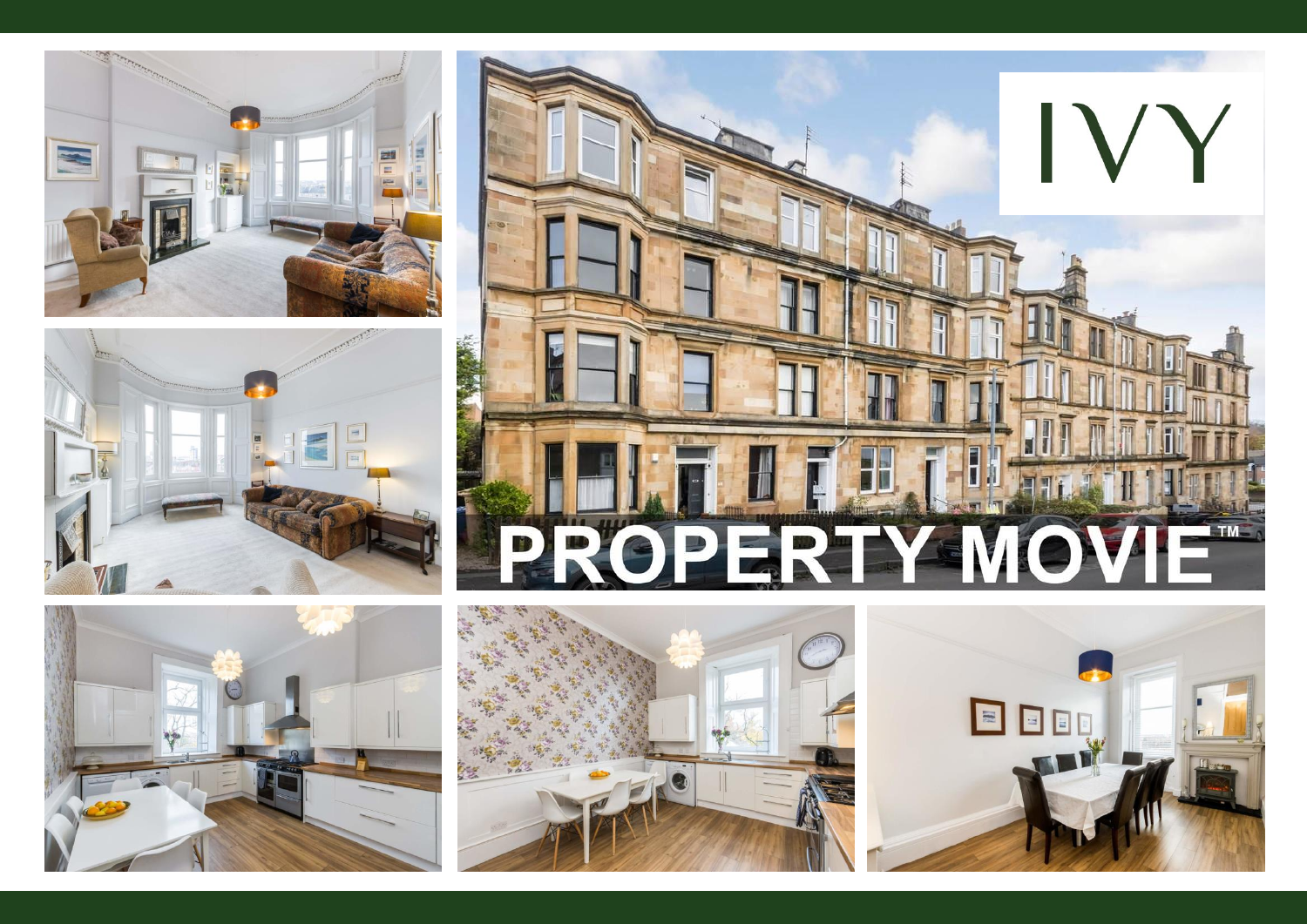IVY

PROPERTY MOVIE™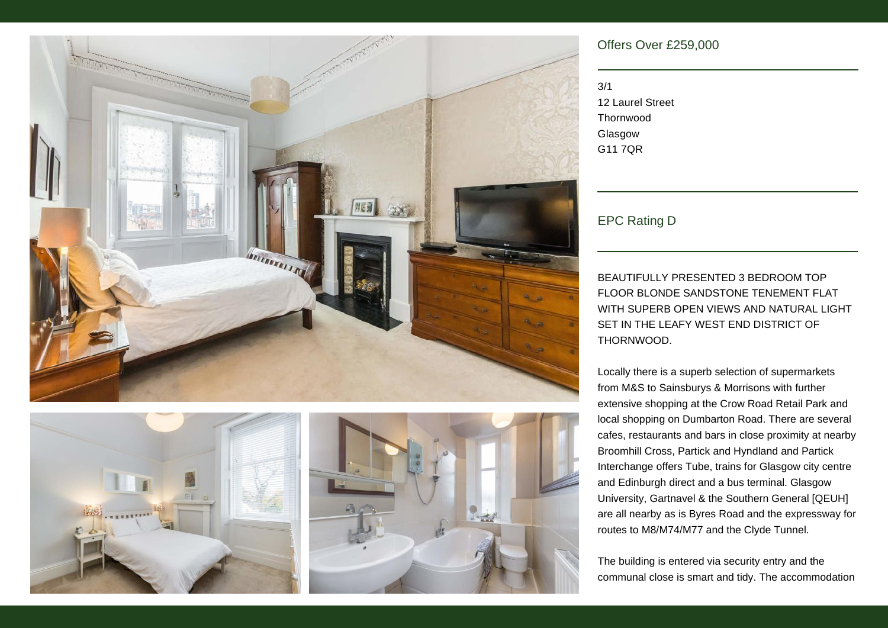Offers Over £259,000

3/1
12 Laurel Street
Thornwood
Glasgow
G11 7QR

EPC Rating D

BEAUTIFULLY PRESENTED 3 BEDROOM TOP FLOOR BLONDE SANDSTONE TENEMENT FLAT WITH SUPERB OPEN VIEWS AND NATURAL LIGHT SET IN THE LEAFY WEST END DISTRICT OF THORNWOOD.

Locally there is a superb selection of supermarkets from M&S to Sainsburys & Morrisons with further extensive shopping at the Crow Road Retail Park and local shopping on Dumbarton Road. There are several cafes, restaurants and bars in close proximity at nearby Broomhill Cross, Partick and Hyndland and Partick Interchange offers Tube, trains for Glasgow city centre and Edinburgh direct and a bus terminal. Glasgow University, Gartnavel & the Southern General [QEUH] are all nearby as is Byres Road and the expressway for routes to M8/M74/M77 and the Clyde Tunnel.

The building is entered via security entry and the communal close is smart and tidy. The accommodation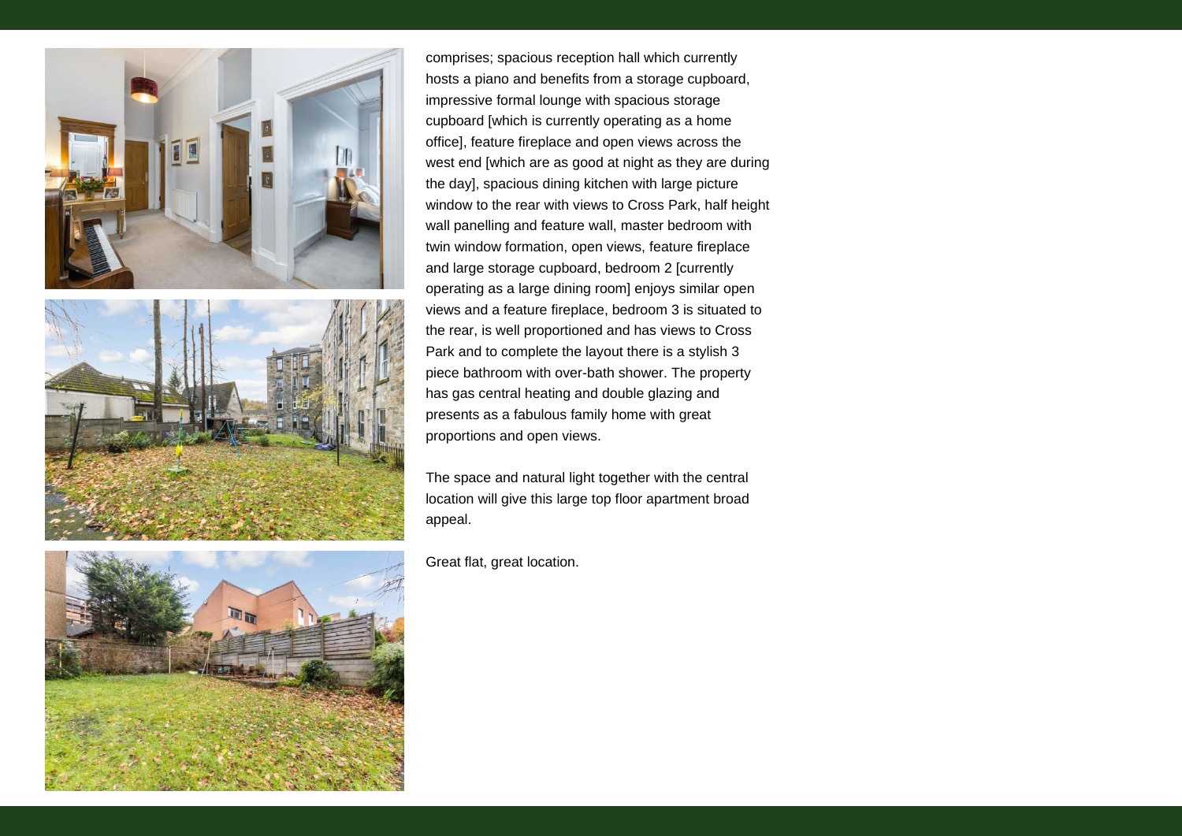comprises; spacious reception hall which currently hosts a piano and benefits from a storage cupboard, impressive formal lounge with spacious storage cupboard [which is currently operating as a home office], feature fireplace and open views across the west end [which are as good at night as they are during the day], spacious dining kitchen with large picture window to the rear with views to Cross Park, half height wall panelling and feature wall, master bedroom with twin window formation, open views, feature fireplace and large storage cupboard, bedroom 2 [currently operating as a large dining room] enjoys similar open views and a feature fireplace, bedroom 3 is situated to the rear, is well proportioned and has views to Cross Park and to complete the layout there is a stylish 3 piece bathroom with over-bath shower. The property has gas central heating and double glazing and presents as a fabulous family home with great proportions and open views.

The space and natural light together with the central location will give this large top floor apartment broad appeal.

Great flat, great location.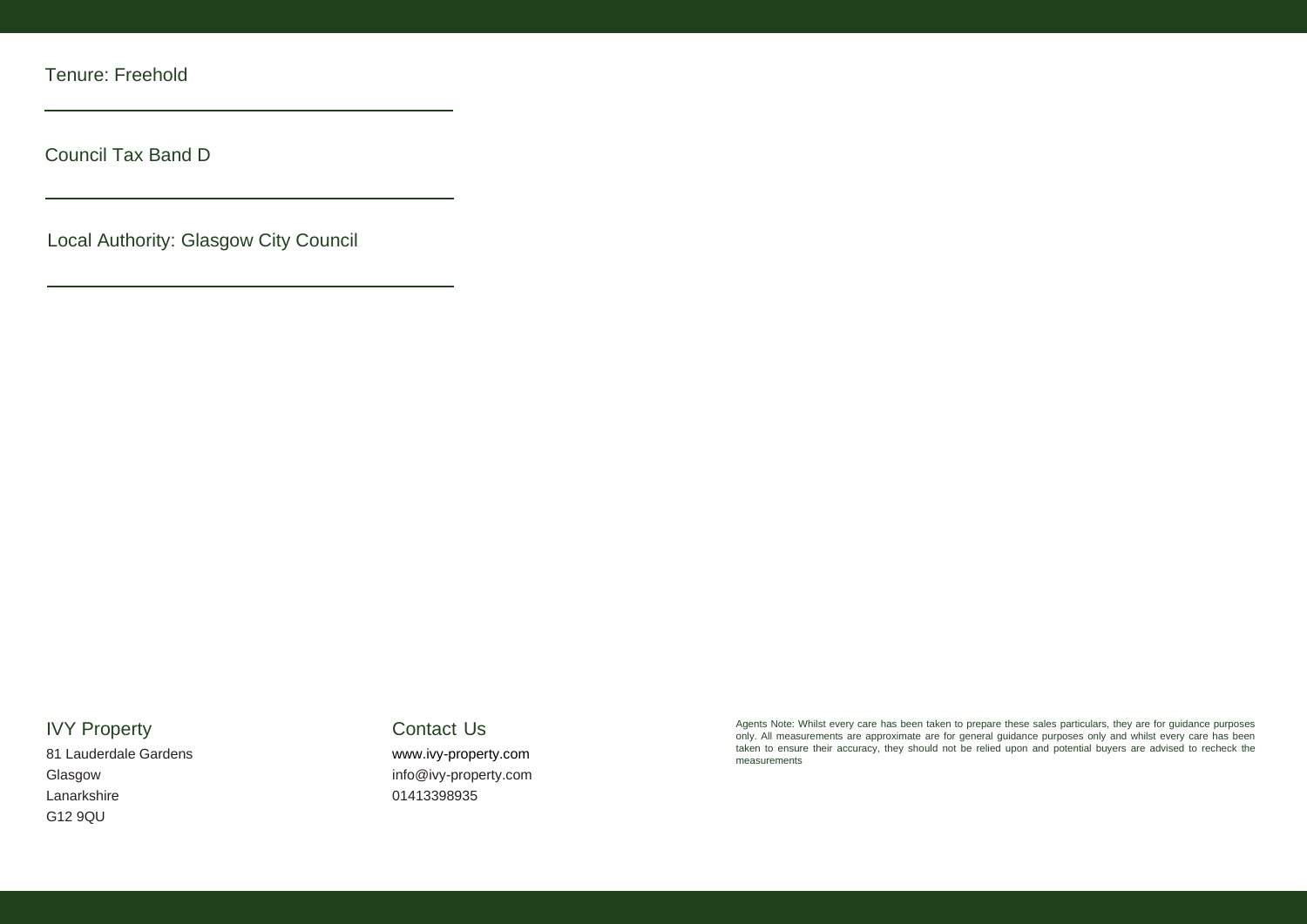Tenure: Freehold

---

Council Tax Band D

---

Local Authority: Glasgow City Council

---

## IVY Property

81 Lauderdale Gardens
Glasgow
Lanarkshire
G12 9QU

## Contact Us

www.ivy-property.com
info@ivy-property.com
01413398935

Agents Note: Whilst every care has been taken to prepare these sales particulars, they are for guidance purposes only. All measurements are approximate are for general guidance purposes only and whilst every care has been taken to ensure their accuracy, they should not be relied upon and potential buyers are advised to recheck the measurements